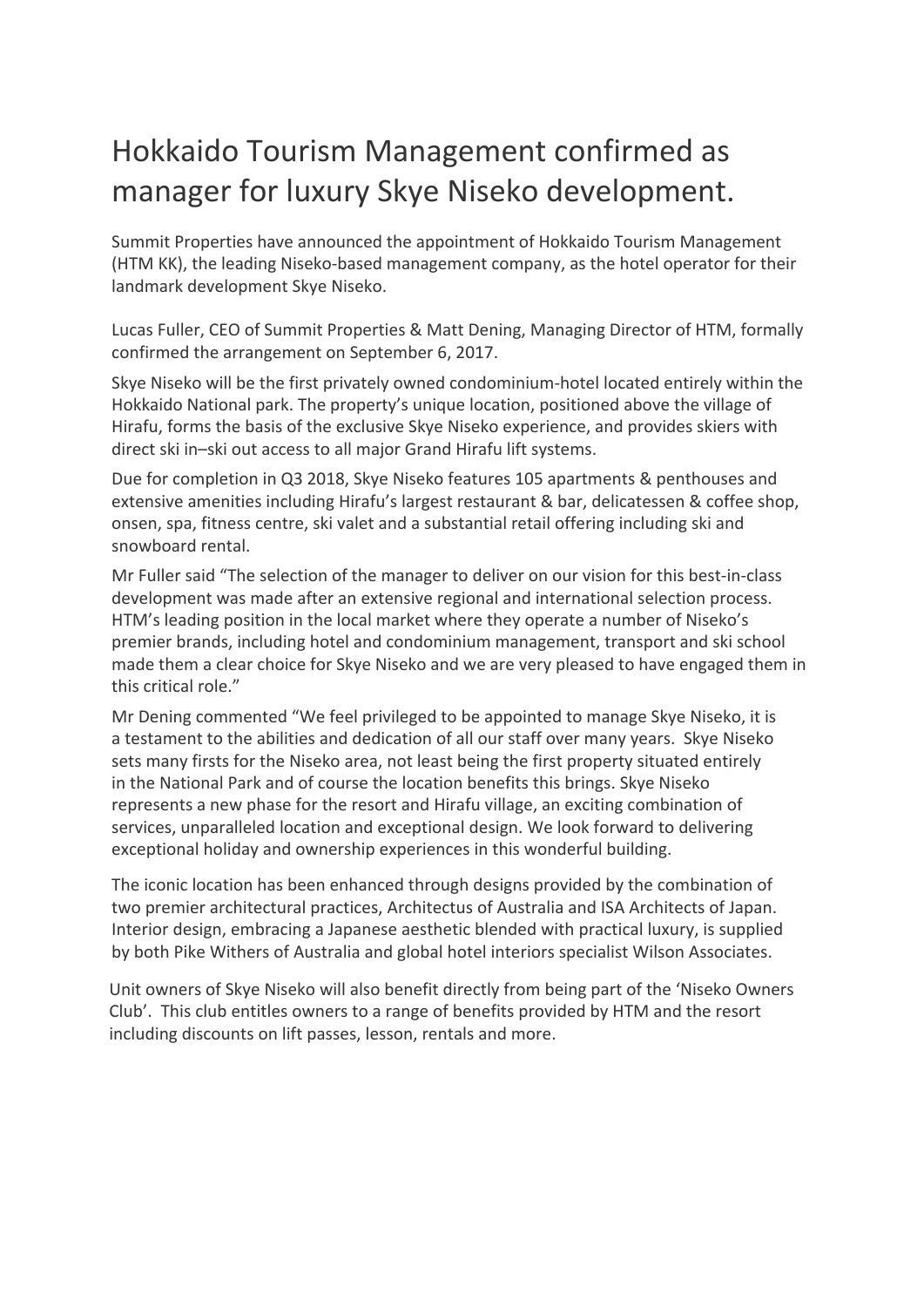# Hokkaido Tourism Management confirmed as manager for luxury Skye Niseko development.

Summit Properties have announced the appointment of Hokkaido Tourism Management (HTM KK), the leading Niseko-based management company, as the hotel operator for their landmark development Skye Niseko.

Lucas Fuller, CEO of Summit Properties & Matt Dening, Managing Director of HTM, formally confirmed the arrangement on September 6, 2017.

Skye Niseko will be the first privately owned condominium-hotel located entirely within the Hokkaido National park. The property's unique location, positioned above the village of Hirafu, forms the basis of the exclusive Skye Niseko experience, and provides skiers with direct ski in–ski out access to all major Grand Hirafu lift systems.

Due for completion in Q3 2018, Skye Niseko features 105 apartments & penthouses and extensive amenities including Hirafu's largest restaurant & bar, delicatessen & coffee shop, onsen, spa, fitness centre, ski valet and a substantial retail offering including ski and snowboard rental.

Mr Fuller said "The selection of the manager to deliver on our vision for this best-in-class development was made after an extensive regional and international selection process. HTM's leading position in the local market where they operate a number of Niseko's premier brands, including hotel and condominium management, transport and ski school made them a clear choice for Skye Niseko and we are very pleased to have engaged them in this critical role."

Mr Dening commented "We feel privileged to be appointed to manage Skye Niseko, it is a testament to the abilities and dedication of all our staff over many years. Skye Niseko sets many firsts for the Niseko area, not least being the first property situated entirely in the National Park and of course the location benefits this brings. Skye Niseko represents a new phase for the resort and Hirafu village, an exciting combination of services, unparalleled location and exceptional design. We look forward to delivering exceptional holiday and ownership experiences in this wonderful building.

The iconic location has been enhanced through designs provided by the combination of two premier architectural practices, Architectus of Australia and ISA Architects of Japan. Interior design, embracing a Japanese aesthetic blended with practical luxury, is supplied by both Pike Withers of Australia and global hotel interiors specialist Wilson Associates.

Unit owners of Skye Niseko will also benefit directly from being part of the 'Niseko Owners Club'. This club entitles owners to a range of benefits provided by HTM and the resort including discounts on lift passes, lesson, rentals and more.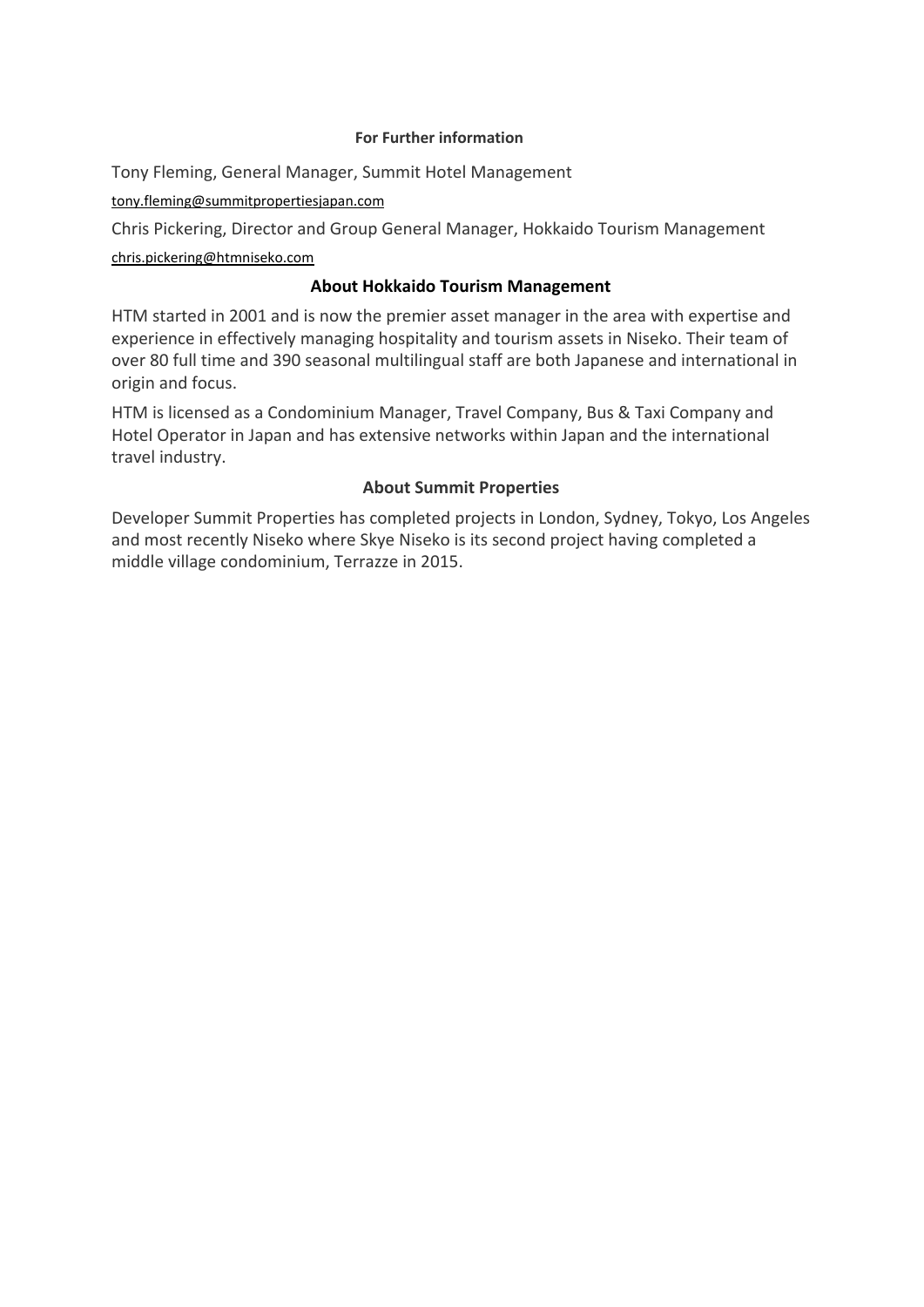**For Further information**

Tony Fleming, General Manager, Summit Hotel Management

tony.fleming@summitpropertiesjapan.com

Chris Pickering, Director and Group General Manager, Hokkaido Tourism Management

chris.pickering@htmniseko.com

## About Hokkaido Tourism Management

HTM started in 2001 and is now the premier asset manager in the area with expertise and experience in effectively managing hospitality and tourism assets in Niseko. Their team of over 80 full time and 390 seasonal multilingual staff are both Japanese and international in origin and focus.

HTM is licensed as a Condominium Manager, Travel Company, Bus & Taxi Company and Hotel Operator in Japan and has extensive networks within Japan and the international travel industry.

## About Summit Properties

Developer Summit Properties has completed projects in London, Sydney, Tokyo, Los Angeles and most recently Niseko where Skye Niseko is its second project having completed a middle village condominium, Terrazze in 2015.